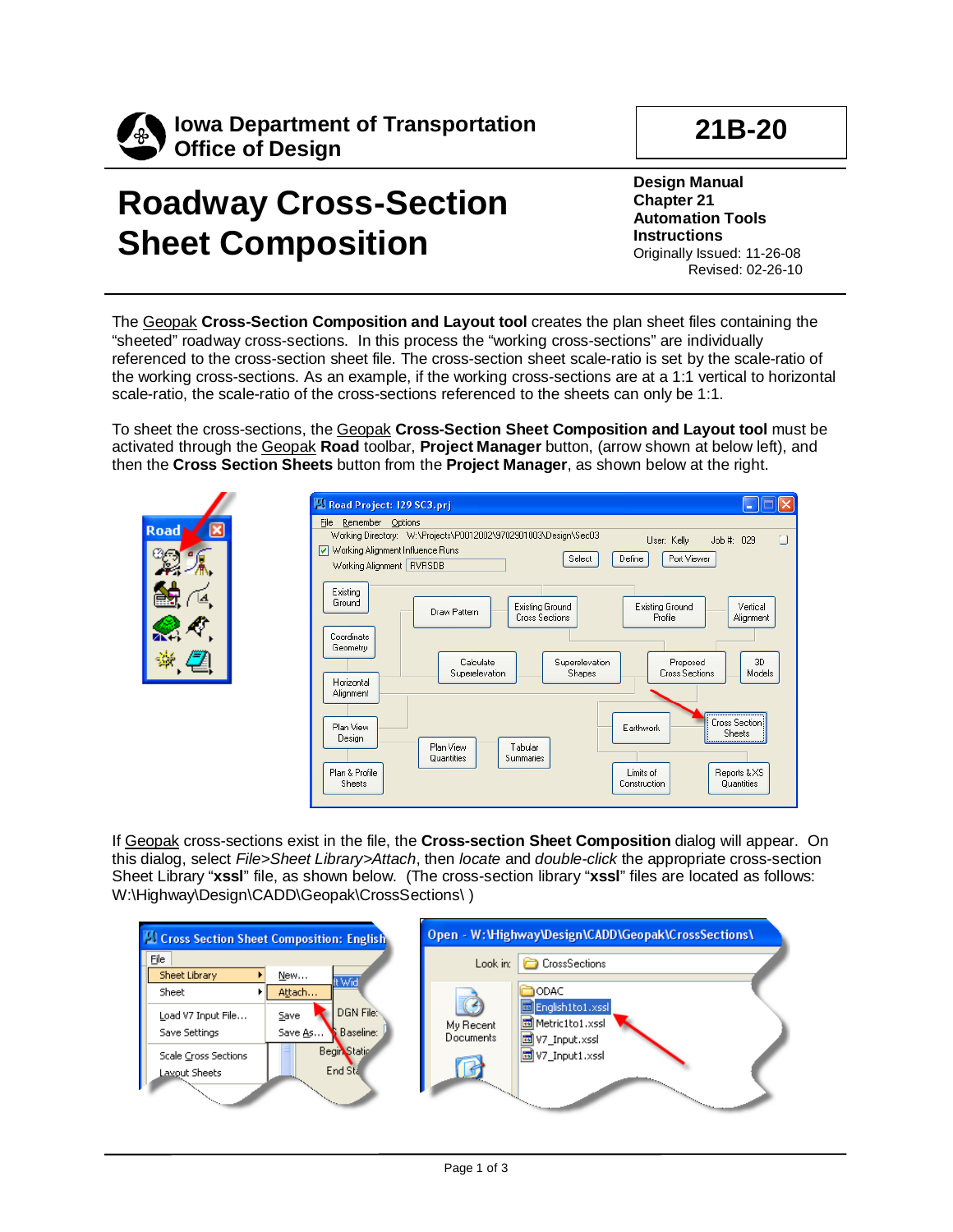**Iowa Department of Transportation**
**Office of Design**

**21B-20**

# Roadway Cross-Section Sheet Composition

**Design Manual**
**Chapter 21**
**Automation Tools**
**Instructions**
Originally Issued: 11-26-08
Revised: 02-26-10

The Geopak **Cross-Section Composition and Layout tool** creates the plan sheet files containing the "sheeted" roadway cross-sections. In this process the "working cross-sections" are individually referenced to the cross-section sheet file. The cross-section sheet scale-ratio is set by the scale-ratio of the working cross-sections. As an example, if the working cross-sections are at a 1:1 vertical to horizontal scale-ratio, the scale-ratio of the cross-sections referenced to the sheets can only be 1:1.

To sheet the cross-sections, the Geopak **Cross-Section Sheet Composition and Layout tool** must be activated through the Geopak **Road** toolbar, **Project Manager** button, (arrow shown at below left), and then the **Cross Section Sheets** button from the **Project Manager**, as shown below at the right.

If Geopak cross-sections exist in the file, the **Cross-section Sheet Composition** dialog will appear. On this dialog, select *File>Sheet Library>Attach*, then *locate* and *double-click* the appropriate cross-section Sheet Library "**xssl**" file, as shown below. (The cross-section library "**xssl**" files are located as follows: W:\Highway\Design\CADD\Geopak\CrossSections\ )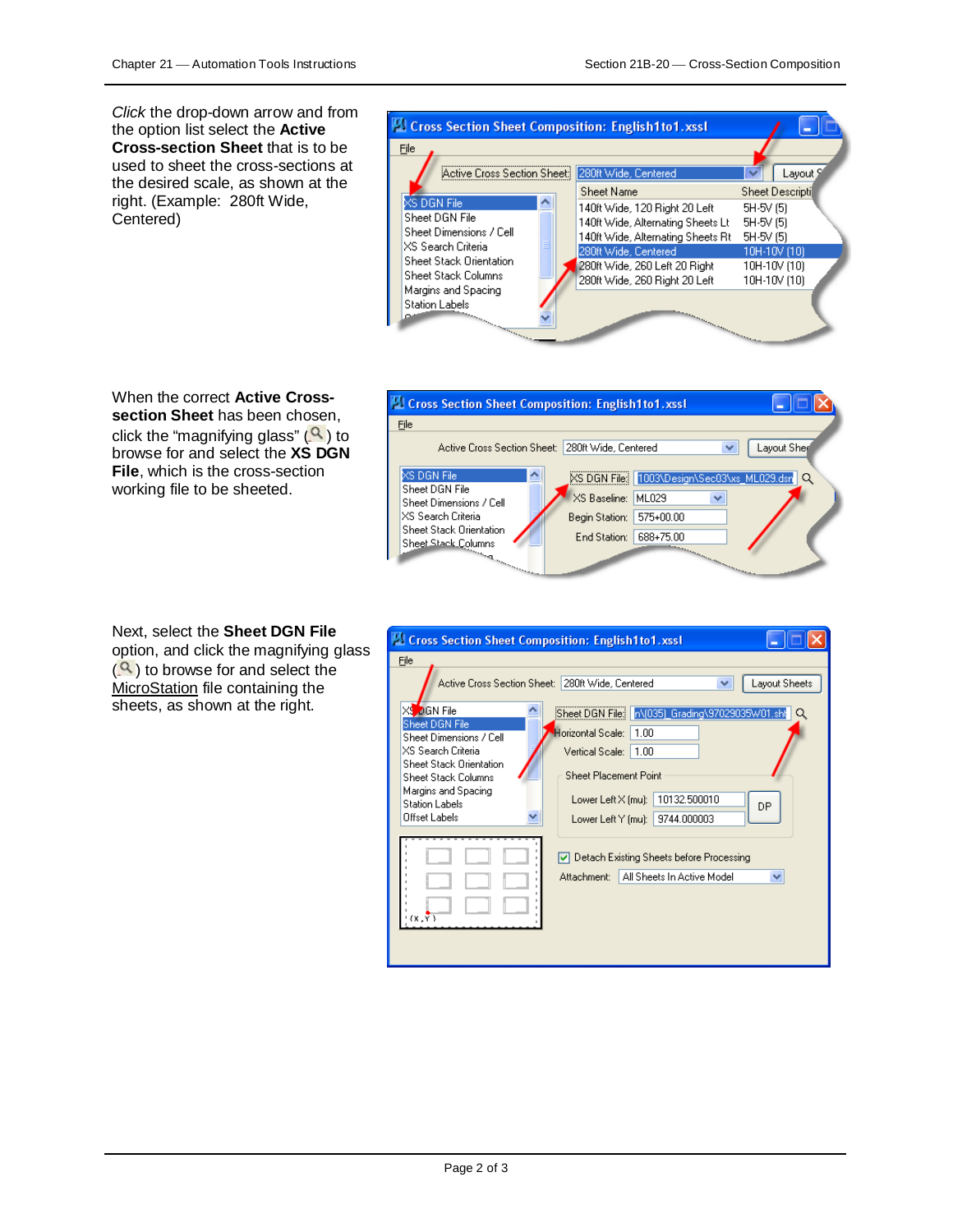*Click* the drop-down arrow and from the option list select the **Active Cross-section Sheet** that is to be used to sheet the cross-sections at the desired scale, as shown at the right. (Example: 280ft Wide, Centered)

When the correct **Active Cross-section Sheet** has been chosen, click the "magnifying glass" (🔍) to browse for and select the **XS DGN File**, which is the cross-section working file to be sheeted.

Next, select the **Sheet DGN File** option, and click the magnifying glass (🔍) to browse for and select the MicroStation file containing the sheets, as shown at the right.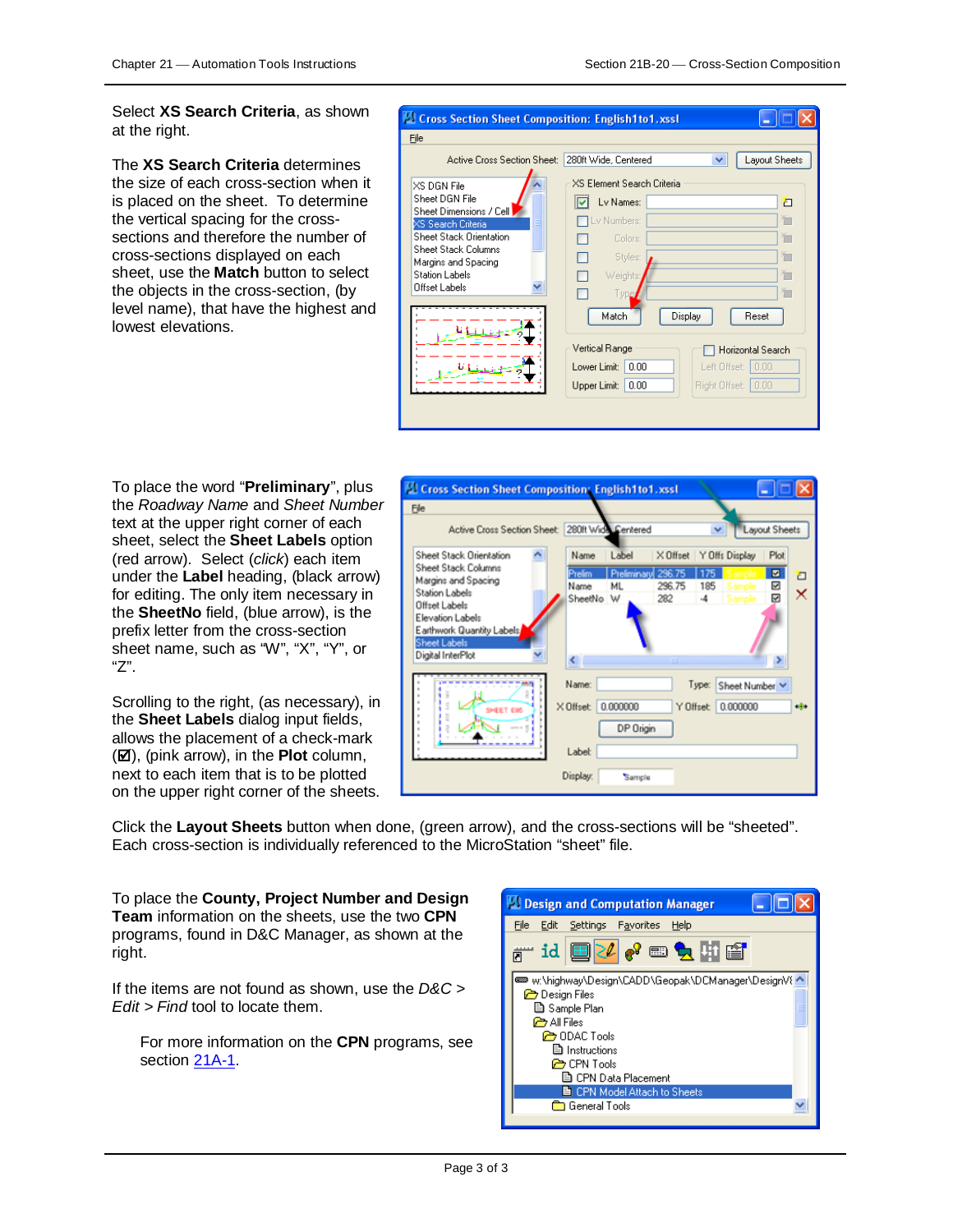Select **XS Search Criteria**, as shown at the right.

The **XS Search Criteria** determines the size of each cross-section when it is placed on the sheet. To determine the vertical spacing for the cross-sections and therefore the number of cross-sections displayed on each sheet, use the **Match** button to select the objects in the cross-section, (by level name), that have the highest and lowest elevations.

To place the word "**Preliminary**", plus the *Roadway Name* and *Sheet Number* text at the upper right corner of each sheet, select the **Sheet Labels** option (red arrow). Select (*click*) each item under the **Label** heading, (black arrow) for editing. The only item necessary in the **SheetNo** field, (blue arrow), is the prefix letter from the cross-section sheet name, such as "W", "X", "Y", or "Z".

Scrolling to the right, (as necessary), in the **Sheet Labels** dialog input fields, allows the placement of a check-mark (☑), (pink arrow), in the **Plot** column, next to each item that is to be plotted on the upper right corner of the sheets.

Click the **Layout Sheets** button when done, (green arrow), and the cross-sections will be "sheeted". Each cross-section is individually referenced to the MicroStation "sheet" file.

To place the **County, Project Number and Design Team** information on the sheets, use the two **CPN** programs, found in D&C Manager, as shown at the right.

If the items are not found as shown, use the *D&C > Edit > Find* tool to locate them.

For more information on the **CPN** programs, see section 21A-1.